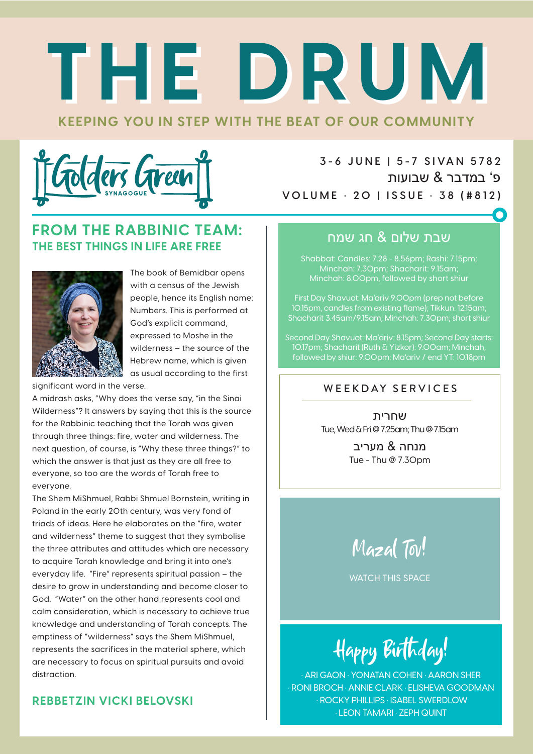# THE DRUM

KEEPING YOU IN STEP WITH THE BEAT OF OUR COMMUNITY

Golders Green SYNAGOGUE

3-6 JUNE | 5-7 SIVAN 5782

פ' במדבר & שבועות

VOLUME · 20 | ISSUE · 38 (#812)

## FROM THE RABBINIC TEAM:

### THE BEST THINGS IN LIFE ARE FREE

The book of Bemidbar opens with a census of the Jewish people, hence its English name: Numbers. This is performed at God's explicit command, expressed to Moshe in the wilderness – the source of the Hebrew name, which is given as usual according to the first significant word in the verse.

A midrash asks, "Why does the verse say, "in the Sinai Wilderness"? It answers by saying that this is the source for the Rabbinic teaching that the Torah was given through three things: fire, water and wilderness. The next question, of course, is "Why these three things?" to which the answer is that just as they are all free to everyone, so too are the words of Torah free to everyone.

The Shem MiShmuel, Rabbi Shmuel Bornstein, writing in Poland in the early 20th century, was very fond of triads of ideas. Here he elaborates on the "fire, water and wilderness" theme to suggest that they symbolise the three attributes and attitudes which are necessary to acquire Torah knowledge and bring it into one's everyday life. "Fire" represents spiritual passion – the desire to grow in understanding and become closer to God. "Water" on the other hand represents cool and calm consideration, which is necessary to achieve true knowledge and understanding of Torah concepts. The emptiness of "wilderness" says the Shem MiShmuel, represents the sacrifices in the material sphere, which are necessary to focus on spiritual pursuits and avoid distraction.

**REBBETZIN VICKI BELOVSKI**

## שבת שלום & חג שמח

Shabbat: Candles: 7.28 - 8.56pm; Rashi: 7.15pm; Minchah: 7.30pm; Shacharit: 9.15am; Minchah: 8.00pm, followed by short shiur

First Day Shavuot: Ma'ariv 9.00pm (prep not before 10.15pm, candles from existing flame); Tikkun: 12.15am; Shacharit 3.45am/9.15am; Minchah: 7.30pm; short shiur

Second Day Shavuot: Ma'ariv: 8.15pm; Second Day starts: 10.17pm; Shacharit (Ruth & Yizkor): 9.00am; Minchah, followed by shiur: 9.00pm: Ma'ariv / end YT: 10.18pm

## WEEKDAY SERVICES

שחרית
Tue, Wed & Fri @ 7.25am; Thu @ 7.15am

מנחה & מעריב
Tue - Thu @ 7.30pm

## Mazal Tov!

WATCH THIS SPACE

## Happy Birthday!

· ARI GAON · YONATAN COHEN · AARON SHER · RONI BROCH · ANNIE CLARK · ELISHEVA GOODMAN · ROCKY PHILLIPS · ISABEL SWERDLOW · LEON TAMARI · ZEPH QUINT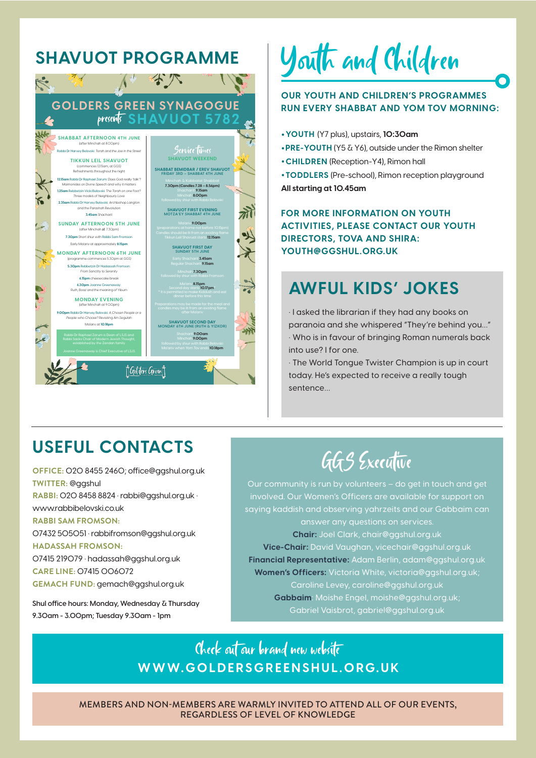## SHAVUOT PROGRAMME

### GOLDERS GREEN SYNAGOGUE presents SHAVUOT 5782

**SHABBAT AFTERNOON 4TH JUNE**
(after Minchah at 8.00pm)
Rabbi Dr Harvey Belovski: *Torah and the Joe in the Street*

**TIKKUN LEIL SHAVUOT**
(commences 12.15am, at GGS)
Refreshments throughout the night

**12.15am** Rabbi Dr Raphael Zarum: *Does God really 'talk'? Maimonides on Divine Speech and why it matters*
**1.25am** Rebbetzin Vicki Belovski: *The Torah on one Foot? Three models of Neighbourly Love*
**2.35am** Rabbi Dr Harvey Belovski: *Archbishop Langton and the Parashah Revolution*
**3.45am** Shacharit

**SUNDAY AFTERNOON 5TH JUNE**
(after Minchah at 7.30pm)
**7.30pm** Short shiur with Rabbi Sam Fromson
Early Ma'ariv at approximately **8.15pm**

**MONDAY AFTERNOON 6TH JUNE**
(programme commences 5.30pm at GGS)
**5.30pm** Rebbetzin Dr Hadassah Fromson: *From Sanctity to Serenity*
**6.15pm** cheesecake break
**6.30pm** Joanne Greenaway: *Ruth, Boaz and the meaning of Yibum*

**MONDAY EVENING**
(after Minchah at 9.00pm)
**9.00pm** Rabbi Dr Harvey Belovski: *A Chosen People or a People who Choose? Revisiting Am Segulah*
Ma'ariv at **10.18pm**

Rabbi Dr Raphael Zarum is Dean of LSJS and Rabbi Sacks Chair of Modern Jewish Thought, established by the Zandan family

Joanne Greenaway is Chief Executive of LSJS

**Service Times**
**SHAVUOT WEEKEND**

**SHABBAT BEMIDBAR / EREV SHAVUOT**
**FRIDAY 3RD – SHABBAT 4TH JUNE**
Minchah & Kabbalat Shabbat **7.30pm (Candles 7.28 – 8.56pm)**
Shacharit **9.15am**
Minchah **8.00pm**
followed by shiur with Rabbi Belovski

**SHAVUOT FIRST EVENING**
**MOTZA'EY SHABBAT 4TH JUNE**
Ma'ariv **9.00pm**
(preparations at home not before 10.15pm)
Candles should be lit from an existing flame
Tikkun Leil Shavuot starts **12.15am**

**SHAVUOT FIRST DAY**
**SUNDAY 5TH JUNE**
Early Shacharit **3.45am**
Regular Shacharit **9.15am**
Minchah **7.30pm**
followed by shiur with Rabbi Fromson
Ma'ariv **8.15pm**
Second day starts **10.17pm**
* It is permitted to make Kiddush and eat dinner before this time
Preparations may be made for the meal and candles may be lit from an existing flame after Ma'ariv

**SHAVUOT SECOND DAY**
**MONDAY 6TH JUNE (RUTH & YIZKOR)**
Shacharit **9.00am**
Minchah **9.00pm**
followed by shiur with Rabbi Belovski
Ma'ariv when Yom Tov ends **10.18pm**

Golders Green

## Youth and Children

**OUR YOUTH AND CHILDREN'S PROGRAMMES RUN EVERY SHABBAT AND YOM TOV MORNING:**

- **YOUTH** (Y7 plus), upstairs, **10:30am**
- **PRE-YOUTH** (Y5 & Y6), outside under the Rimon shelter
- **CHILDREN** (Reception-Y4), Rimon hall
- **TODDLERS** (Pre-school), Rimon reception playground

**All starting at 10.45am**

**FOR MORE INFORMATION ON YOUTH ACTIVITIES, PLEASE CONTACT OUR YOUTH DIRECTORS, TOVA AND SHIRA: YOUTH@GGSHUL.ORG.UK**

## AWFUL KIDS' JOKES

· I asked the librarian if they had any books on paranoia and she whispered "They're behind you..."
· Who is in favour of bringing Roman numerals back into use? I for one.
· The World Tongue Twister Champion is up in court today. He's expected to receive a really tough sentence...

## USEFUL CONTACTS

**OFFICE:** 020 8455 2460; office@ggshul.org.uk
**TWITTER:** @ggshul
**RABBI:** 020 8458 8824 · rabbi@ggshul.org.uk · www.rabbibelovski.co.uk
**RABBI SAM FROMSON:**
07432 505051 · rabbifromson@ggshul.org.uk
**HADASSAH FROMSON:**
07415 219079 · hadassah@ggshul.org.uk
**CARE LINE:** 07415 006072
**GEMACH FUND:** gemach@ggshul.org.uk

**Shul office hours: Monday, Wednesday & Thursday 9.30am - 3.00pm; Tuesday 9.30am - 1pm**

## GGS Executive

Our community is run by volunteers – do get in touch and get involved. Our Women's Officers are available for support on saying kaddish and observing yahrzeits and our Gabbaim can answer any questions on services.

**Chair:** Joel Clark, chair@ggshul.org.uk
**Vice-Chair:** David Vaughan, vicechair@ggshul.org.uk
**Financial Representative:** Adam Berlin, adam@ggshul.org.uk
**Women's Officers:** Victoria White, victoria@ggshul.org.uk; Caroline Levey, caroline@ggshul.org.uk
**Gabbaim**: Moishe Engel, moishe@ggshul.org.uk; Gabriel Vaisbrot, gabriel@ggshul.org.uk

Check out our brand new website
**WWW.GOLDERSGREENSHUL.ORG.UK**

MEMBERS AND NON-MEMBERS ARE WARMLY INVITED TO ATTEND ALL OF OUR EVENTS, REGARDLESS OF LEVEL OF KNOWLEDGE